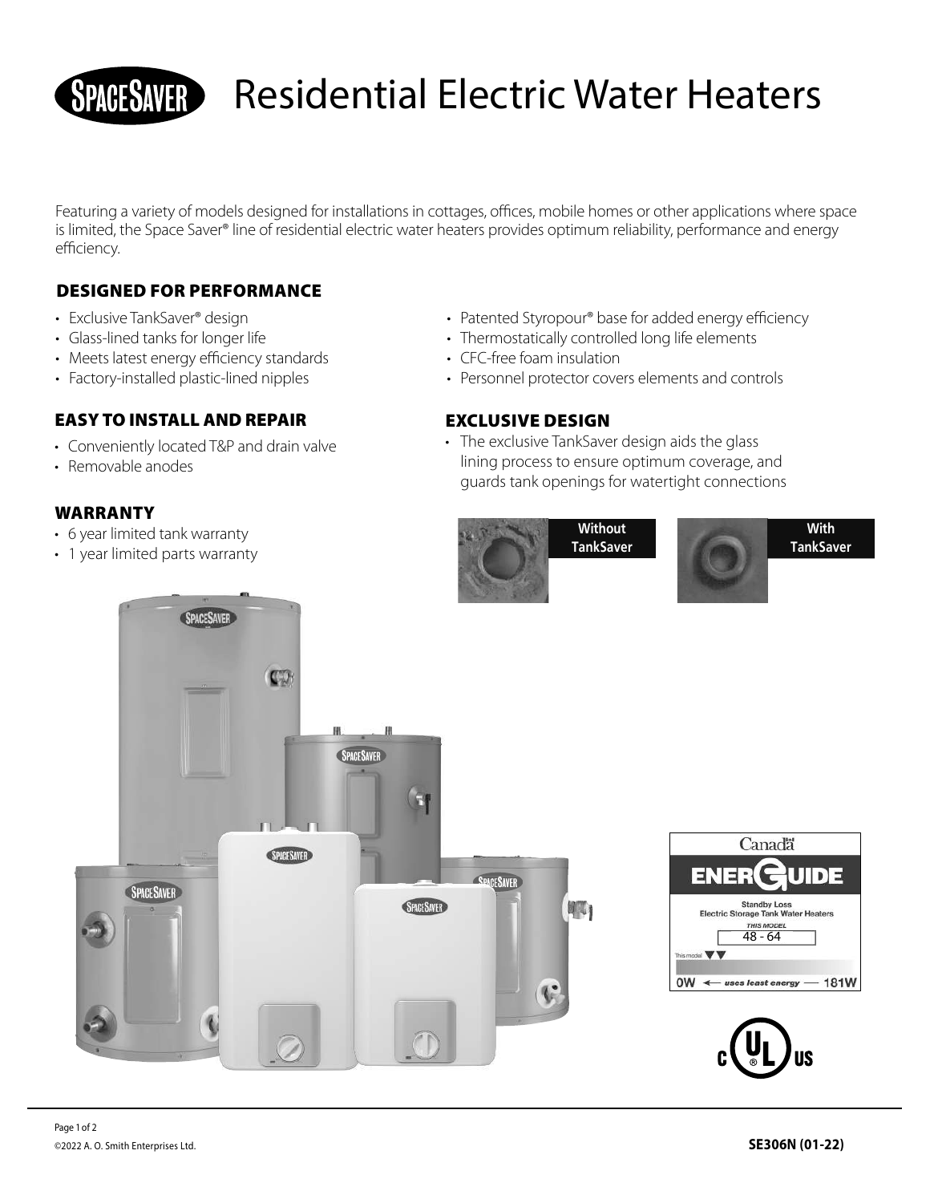# SPACESAVER Residential Electric Water Heaters

Featuring a variety of models designed for installations in cottages, offices, mobile homes or other applications where space is limited, the Space Saver® line of residential electric water heaters provides optimum reliability, performance and energy efficiency.

## DESIGNED FOR PERFORMANCE

- Exclusive TankSaver® design
- Glass-lined tanks for longer life
- Meets latest energy efficiency standards
- Factory-installed plastic-lined nipples
- Patented Styropour® base for added energy efficiency
- Thermostatically controlled long life elements
- CFC-free foam insulation
- Personnel protector covers elements and controls

## EASY TO INSTALL AND REPAIR

- Conveniently located T&P and drain valve
- Removable anodes

## EXCLUSIVE DESIGN

- The exclusive TankSaver design aids the glass lining process to ensure optimum coverage, and guards tank openings for watertight connections

Without TankSaver

With TankSaver

## WARRANTY

- 6 year limited tank warranty
- 1 year limited parts warranty

Canada

ENERGUIDE

Standby Loss
Electric Storage Tank Water Heaters

THIS MODEL
48 - 64

This model

0W ← uses least energy — 181W

c UL us

©2022 A. O. Smith Enterprises Ltd.

SE306N (01-22)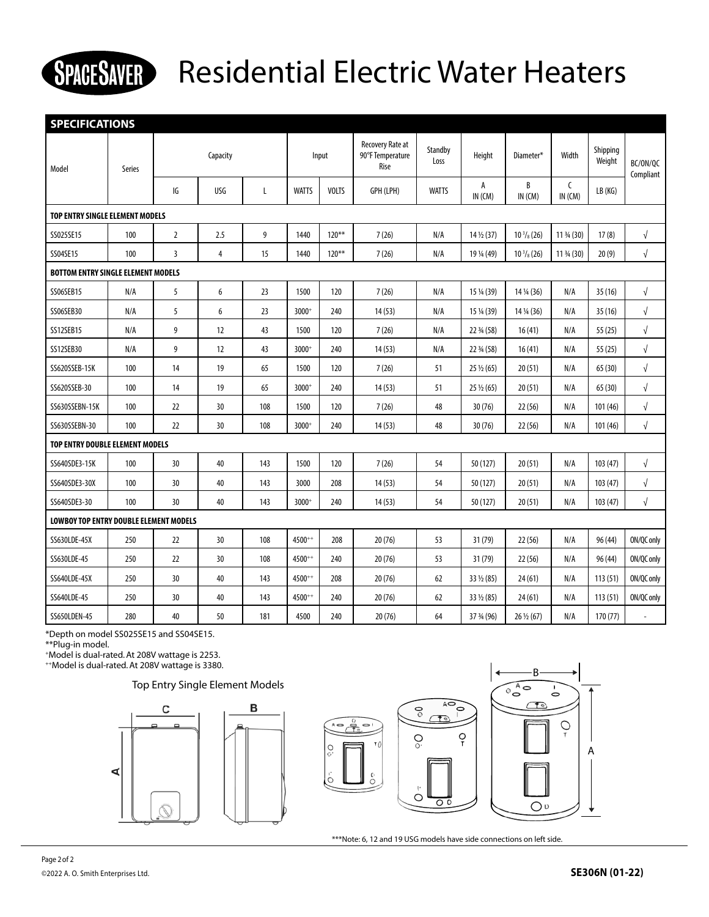# SPACESAVER Residential Electric Water Heaters

## SPECIFICATIONS

| Model | Series | Capacity | | | Input | | Recovery Rate at 90°F Temperature Rise | Standby Loss | Height | Diameter* | Width | Shipping Weight | BC/ON/QC Compliant |
|---|---|---|---|---|---|---|---|---|---|---|---|---|---|
| | | IG | USG | L | WATTS | VOLTS | GPH (LPH) | WATTS | A IN (CM) | B IN (CM) | C IN (CM) | LB (KG) | |
| **TOP ENTRY SINGLE ELEMENT MODELS** | | | | | | | | | | | | | |
| SS025SE15 | 100 | 2 | 2.5 | 9 | 1440 | 120** | 7 (26) | N/A | 14 ½ (37) | 10 3/8 (26) | 11 ¾ (30) | 17 (8) | √ |
| SS04SE15 | 100 | 3 | 4 | 15 | 1440 | 120** | 7 (26) | N/A | 19 ¼ (49) | 10 3/8 (26) | 11 ¾ (30) | 20 (9) | √ |
| **BOTTOM ENTRY SINGLE ELEMENT MODELS** | | | | | | | | | | | | | |
| SS06SEB15 | N/A | 5 | 6 | 23 | 1500 | 120 | 7 (26) | N/A | 15 ¼ (39) | 14 ¼ (36) | N/A | 35 (16) | √ |
| SS06SEB30 | N/A | 5 | 6 | 23 | 3000+ | 240 | 14 (53) | N/A | 15 ¼ (39) | 14 ¼ (36) | N/A | 35 (16) | √ |
| SS12SEB15 | N/A | 9 | 12 | 43 | 1500 | 120 | 7 (26) | N/A | 22 ¾ (58) | 16 (41) | N/A | 55 (25) | √ |
| SS12SEB30 | N/A | 9 | 12 | 43 | 3000+ | 240 | 14 (53) | N/A | 22 ¾ (58) | 16 (41) | N/A | 55 (25) | √ |
| SS620SSEB-15K | 100 | 14 | 19 | 65 | 1500 | 120 | 7 (26) | 51 | 25 ½ (65) | 20 (51) | N/A | 65 (30) | √ |
| SS620SSEB-30 | 100 | 14 | 19 | 65 | 3000+ | 240 | 14 (53) | 51 | 25 ½ (65) | 20 (51) | N/A | 65 (30) | √ |
| SS630SSEBN-15K | 100 | 22 | 30 | 108 | 1500 | 120 | 7 (26) | 48 | 30 (76) | 22 (56) | N/A | 101 (46) | √ |
| SS630SSEBN-30 | 100 | 22 | 30 | 108 | 3000+ | 240 | 14 (53) | 48 | 30 (76) | 22 (56) | N/A | 101 (46) | √ |
| **TOP ENTRY DOUBLE ELEMENT MODELS** | | | | | | | | | | | | | |
| SS640SDE3-15K | 100 | 30 | 40 | 143 | 1500 | 120 | 7 (26) | 54 | 50 (127) | 20 (51) | N/A | 103 (47) | √ |
| SS640SDE3-30X | 100 | 30 | 40 | 143 | 3000 | 208 | 14 (53) | 54 | 50 (127) | 20 (51) | N/A | 103 (47) | √ |
| SS640SDE3-30 | 100 | 30 | 40 | 143 | 3000+ | 240 | 14 (53) | 54 | 50 (127) | 20 (51) | N/A | 103 (47) | √ |
| **LOWBOY TOP ENTRY DOUBLE ELEMENT MODELS** | | | | | | | | | | | | | |
| SS630LDE-45X | 250 | 22 | 30 | 108 | 4500++ | 208 | 20 (76) | 53 | 31 (79) | 22 (56) | N/A | 96 (44) | ON/QC only |
| SS630LDE-45 | 250 | 22 | 30 | 108 | 4500++ | 240 | 20 (76) | 53 | 31 (79) | 22 (56) | N/A | 96 (44) | ON/QC only |
| SS640LDE-45X | 250 | 30 | 40 | 143 | 4500++ | 208 | 20 (76) | 62 | 33 ½ (85) | 24 (61) | N/A | 113 (51) | ON/QC only |
| SS640LDE-45 | 250 | 30 | 40 | 143 | 4500++ | 240 | 20 (76) | 62 | 33 ½ (85) | 24 (61) | N/A | 113 (51) | ON/QC only |
| SS650LDEN-45 | 280 | 40 | 50 | 181 | 4500 | 240 | 20 (76) | 64 | 37 ¾ (96) | 26 ½ (67) | N/A | 170 (77) | - |

*Depth on model SS025SE15 and SS04SE15.

**Plug-in model.

+Model is dual-rated. At 208V wattage is 2253.

++Model is dual-rated. At 208V wattage is 3380.

Top Entry Single Element Models

C

B

A

B

A

***Note: 6, 12 and 19 USG models have side connections on left side.

©2022 A. O. Smith Enterprises Ltd.

SE306N (01-22)